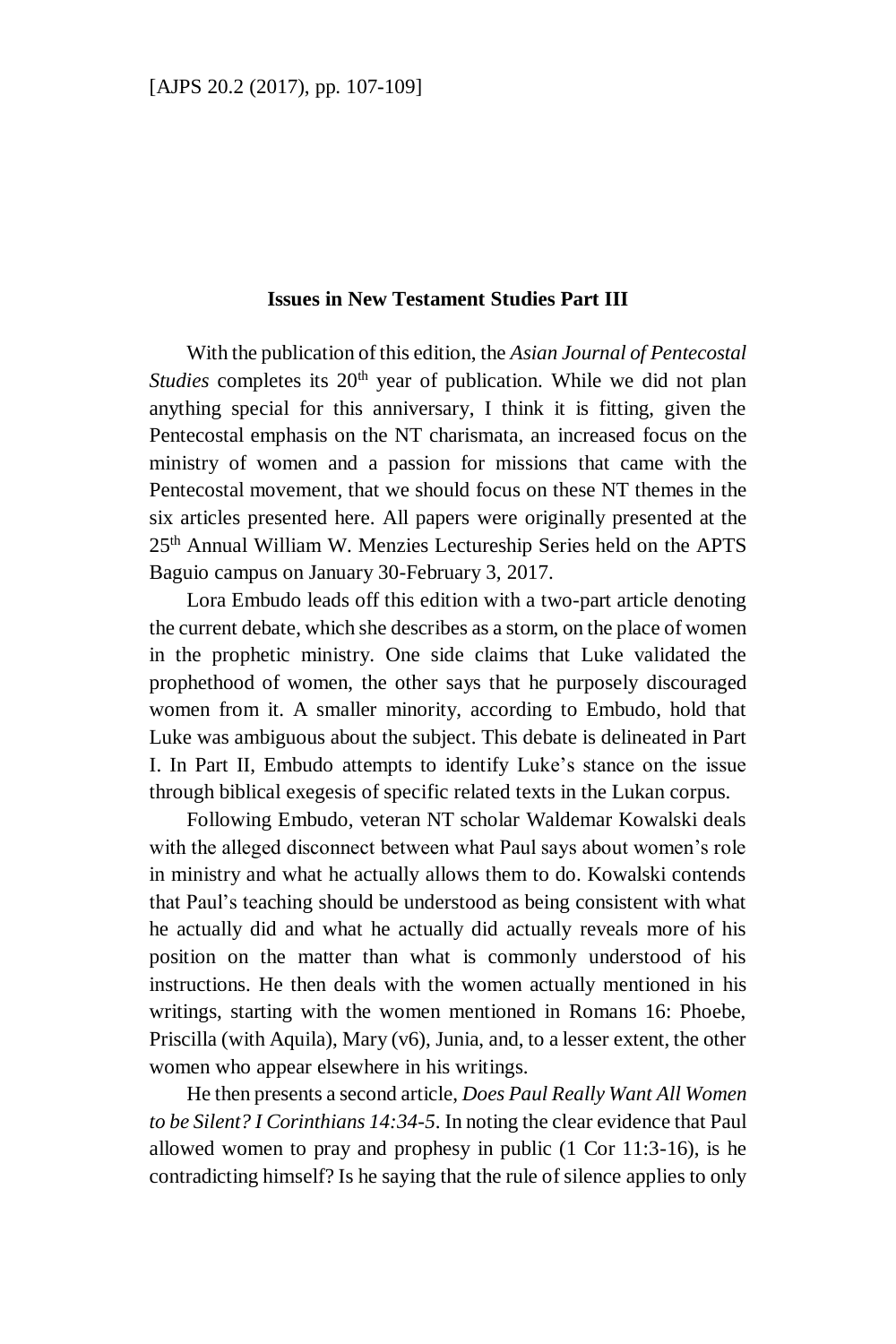## Issues in New Testament Studies Part III

With the publication of this edition, the *Asian Journal of Pentecostal Studies* completes its 20th year of publication. While we did not plan anything special for this anniversary, I think it is fitting, given the Pentecostal emphasis on the NT charismata, an increased focus on the ministry of women and a passion for missions that came with the Pentecostal movement, that we should focus on these NT themes in the six articles presented here. All papers were originally presented at the 25th Annual William W. Menzies Lectureship Series held on the APTS Baguio campus on January 30-February 3, 2017.

Lora Embudo leads off this edition with a two-part article denoting the current debate, which she describes as a storm, on the place of women in the prophetic ministry. One side claims that Luke validated the prophethood of women, the other says that he purposely discouraged women from it. A smaller minority, according to Embudo, hold that Luke was ambiguous about the subject. This debate is delineated in Part I. In Part II, Embudo attempts to identify Luke's stance on the issue through biblical exegesis of specific related texts in the Lukan corpus.

Following Embudo, veteran NT scholar Waldemar Kowalski deals with the alleged disconnect between what Paul says about women's role in ministry and what he actually allows them to do. Kowalski contends that Paul's teaching should be understood as being consistent with what he actually did and what he actually did actually reveals more of his position on the matter than what is commonly understood of his instructions. He then deals with the women actually mentioned in his writings, starting with the women mentioned in Romans 16: Phoebe, Priscilla (with Aquila), Mary (v6), Junia, and, to a lesser extent, the other women who appear elsewhere in his writings.

He then presents a second article, *Does Paul Really Want All Women to be Silent? I Corinthians 14:34-5*. In noting the clear evidence that Paul allowed women to pray and prophesy in public (1 Cor 11:3-16), is he contradicting himself? Is he saying that the rule of silence applies to only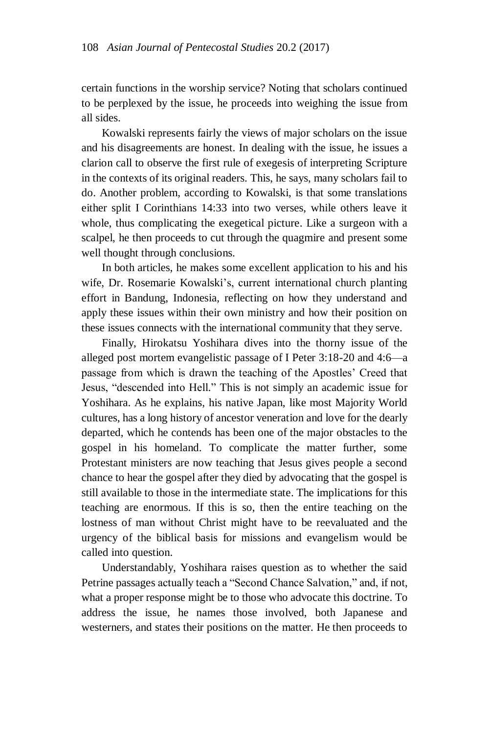certain functions in the worship service? Noting that scholars continued to be perplexed by the issue, he proceeds into weighing the issue from all sides.

Kowalski represents fairly the views of major scholars on the issue and his disagreements are honest. In dealing with the issue, he issues a clarion call to observe the first rule of exegesis of interpreting Scripture in the contexts of its original readers. This, he says, many scholars fail to do. Another problem, according to Kowalski, is that some translations either split I Corinthians 14:33 into two verses, while others leave it whole, thus complicating the exegetical picture. Like a surgeon with a scalpel, he then proceeds to cut through the quagmire and present some well thought through conclusions.

In both articles, he makes some excellent application to his and his wife, Dr. Rosemarie Kowalski's, current international church planting effort in Bandung, Indonesia, reflecting on how they understand and apply these issues within their own ministry and how their position on these issues connects with the international community that they serve.

Finally, Hirokatsu Yoshihara dives into the thorny issue of the alleged post mortem evangelistic passage of I Peter 3:18-20 and 4:6—a passage from which is drawn the teaching of the Apostles' Creed that Jesus, "descended into Hell." This is not simply an academic issue for Yoshihara. As he explains, his native Japan, like most Majority World cultures, has a long history of ancestor veneration and love for the dearly departed, which he contends has been one of the major obstacles to the gospel in his homeland. To complicate the matter further, some Protestant ministers are now teaching that Jesus gives people a second chance to hear the gospel after they died by advocating that the gospel is still available to those in the intermediate state. The implications for this teaching are enormous. If this is so, then the entire teaching on the lostness of man without Christ might have to be reevaluated and the urgency of the biblical basis for missions and evangelism would be called into question.

Understandably, Yoshihara raises question as to whether the said Petrine passages actually teach a "Second Chance Salvation," and, if not, what a proper response might be to those who advocate this doctrine. To address the issue, he names those involved, both Japanese and westerners, and states their positions on the matter. He then proceeds to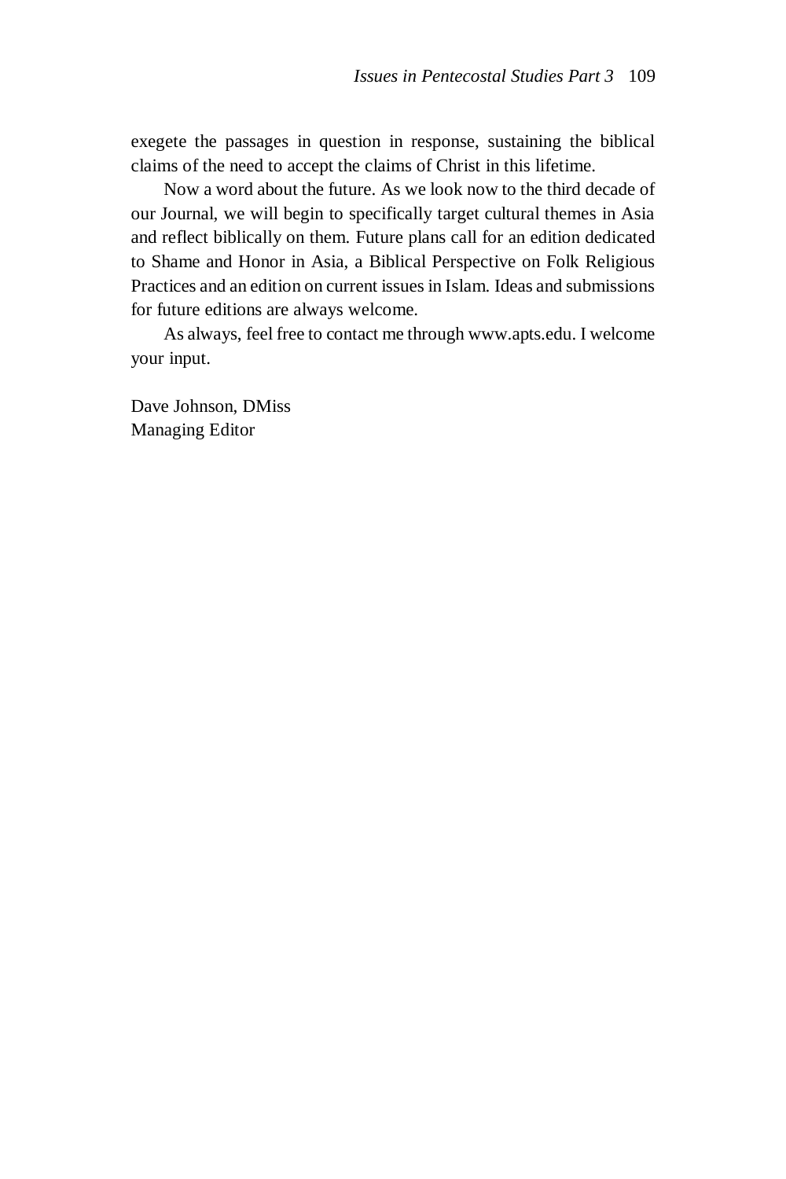exegete the passages in question in response, sustaining the biblical claims of the need to accept the claims of Christ in this lifetime.

Now a word about the future. As we look now to the third decade of our Journal, we will begin to specifically target cultural themes in Asia and reflect biblically on them. Future plans call for an edition dedicated to Shame and Honor in Asia, a Biblical Perspective on Folk Religious Practices and an edition on current issues in Islam. Ideas and submissions for future editions are always welcome.

As always, feel free to contact me through www.apts.edu. I welcome your input.

Dave Johnson, DMiss  
Managing Editor